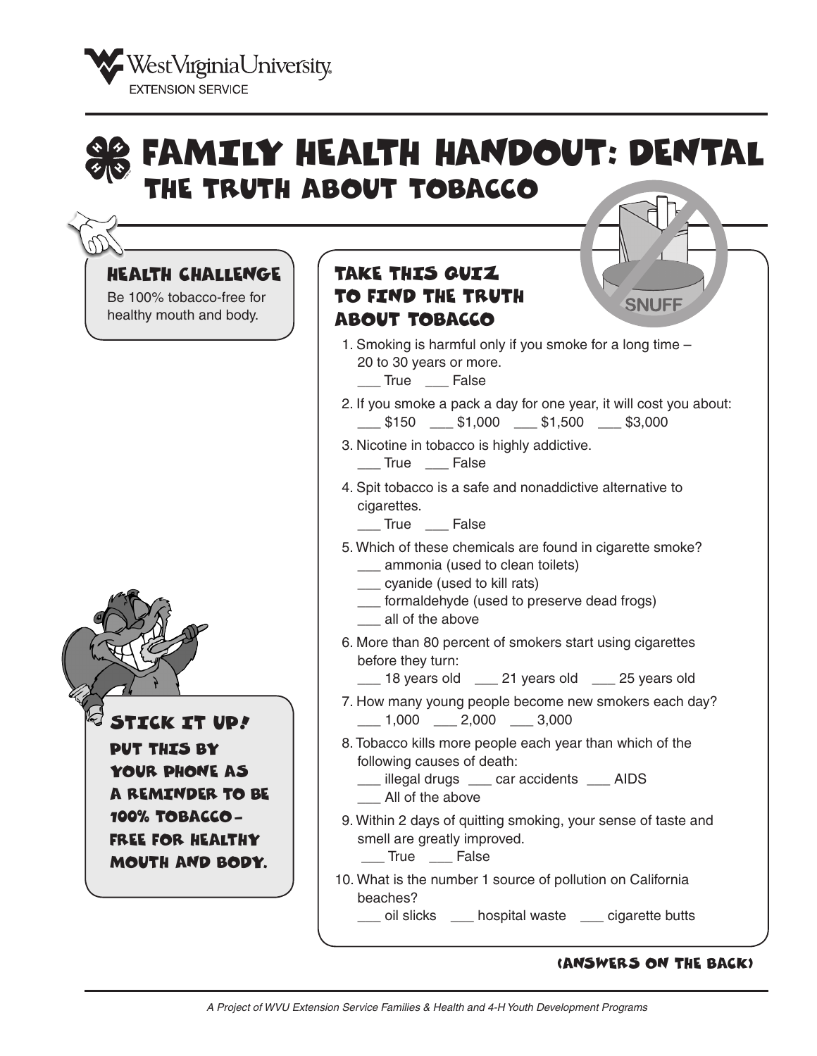West Virginia University
EXTENSION SERVICE

# FAMILY HEALTH HANDOUT: DENTAL
## THE TRUTH ABOUT TOBACCO

### HEALTH CHALLENGE

Be 100% tobacco-free for healthy mouth and body.

### STICK IT UP!

**PUT THIS BY YOUR PHONE AS A REMINDER TO BE 100% TOBACCO-FREE FOR HEALTHY MOUTH AND BODY.**

### TAKE THIS QUIZ TO FIND THE TRUTH ABOUT TOBACCO

1. Smoking is harmful only if you smoke for a long time – 20 to 30 years or more.
   ___ True ___ False
2. If you smoke a pack a day for one year, it will cost you about:
   ___ $150 ___ $1,000 ___ $1,500 ___ $3,000
3. Nicotine in tobacco is highly addictive.
   ___ True ___ False
4. Spit tobacco is a safe and nonaddictive alternative to cigarettes.
   ___ True ___ False
5. Which of these chemicals are found in cigarette smoke?
   ___ ammonia (used to clean toilets)
   ___ cyanide (used to kill rats)
   ___ formaldehyde (used to preserve dead frogs)
   ___ all of the above
6. More than 80 percent of smokers start using cigarettes before they turn:
   ___ 18 years old ___ 21 years old ___ 25 years old
7. How many young people become new smokers each day?
   ___ 1,000 ___ 2,000 ___ 3,000
8. Tobacco kills more people each year than which of the following causes of death:
   ___ illegal drugs ___ car accidents ___ AIDS
   ___ All of the above
9. Within 2 days of quitting smoking, your sense of taste and smell are greatly improved.
   ___ True ___ False
10. What is the number 1 source of pollution on California beaches?
    ___ oil slicks ___ hospital waste ___ cigarette butts

**(ANSWERS ON THE BACK)**

*A Project of WVU Extension Service Families & Health and 4-H Youth Development Programs*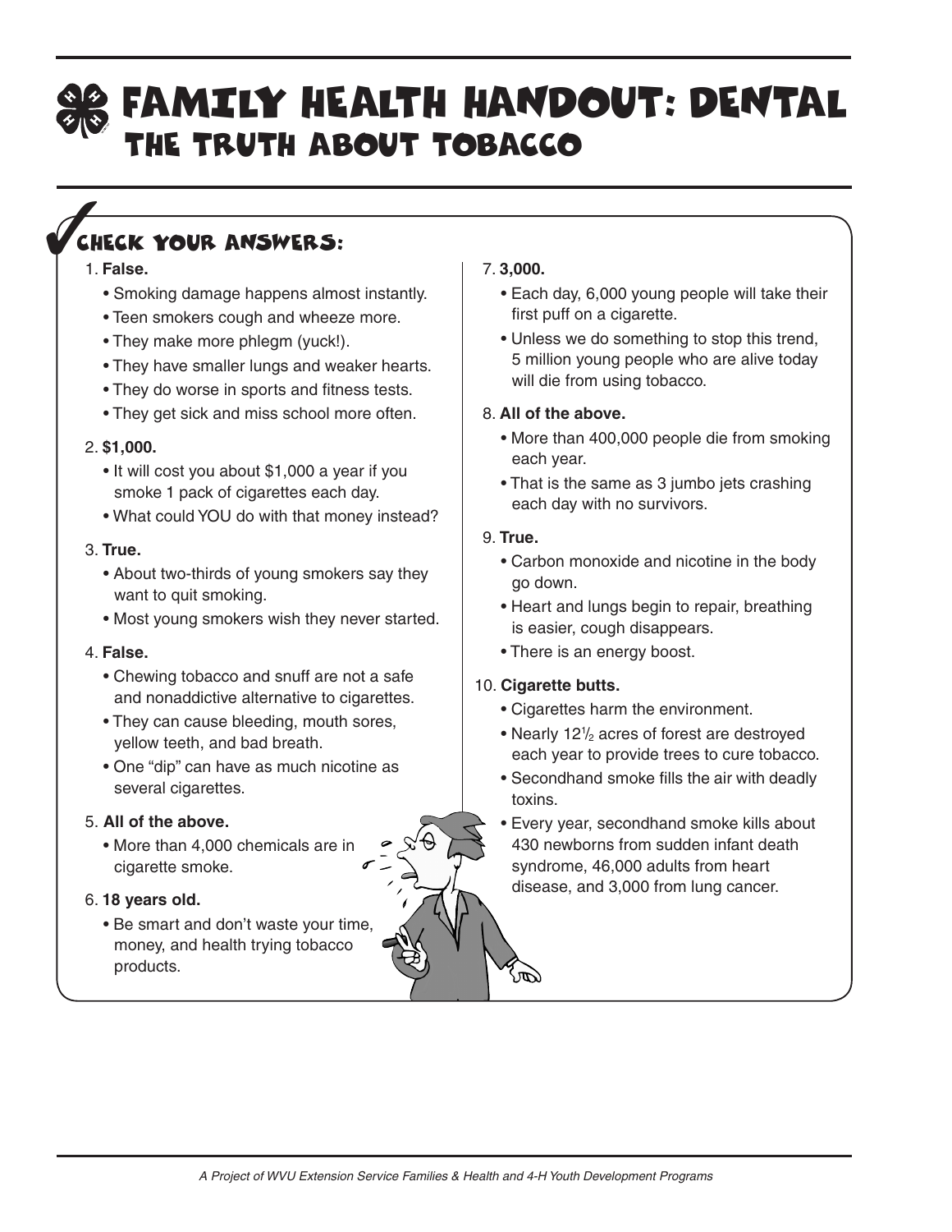# FAMILY HEALTH HANDOUT: DENTAL
## THE TRUTH ABOUT TOBACCO

### ✓CHECK YOUR ANSWERS:

1. **False.**
   - Smoking damage happens almost instantly.
   - Teen smokers cough and wheeze more.
   - They make more phlegm (yuck!).
   - They have smaller lungs and weaker hearts.
   - They do worse in sports and fitness tests.
   - They get sick and miss school more often.

2. **$1,000.**
   - It will cost you about $1,000 a year if you smoke 1 pack of cigarettes each day.
   - What could YOU do with that money instead?

3. **True.**
   - About two-thirds of young smokers say they want to quit smoking.
   - Most young smokers wish they never started.

4. **False.**
   - Chewing tobacco and snuff are not a safe and nonaddictive alternative to cigarettes.
   - They can cause bleeding, mouth sores, yellow teeth, and bad breath.
   - One "dip" can have as much nicotine as several cigarettes.

5. **All of the above.**
   - More than 4,000 chemicals are in cigarette smoke.

6. **18 years old.**
   - Be smart and don't waste your time, money, and health trying tobacco products.

7. **3,000.**
   - Each day, 6,000 young people will take their first puff on a cigarette.
   - Unless we do something to stop this trend, 5 million young people who are alive today will die from using tobacco.

8. **All of the above.**
   - More than 400,000 people die from smoking each year.
   - That is the same as 3 jumbo jets crashing each day with no survivors.

9. **True.**
   - Carbon monoxide and nicotine in the body go down.
   - Heart and lungs begin to repair, breathing is easier, cough disappears.
   - There is an energy boost.

10. **Cigarette butts.**
    - Cigarettes harm the environment.
    - Nearly 12½ acres of forest are destroyed each year to provide trees to cure tobacco.
    - Secondhand smoke fills the air with deadly toxins.
    - Every year, secondhand smoke kills about 430 newborns from sudden infant death syndrome, 46,000 adults from heart disease, and 3,000 from lung cancer.

*A Project of WVU Extension Service Families & Health and 4-H Youth Development Programs*